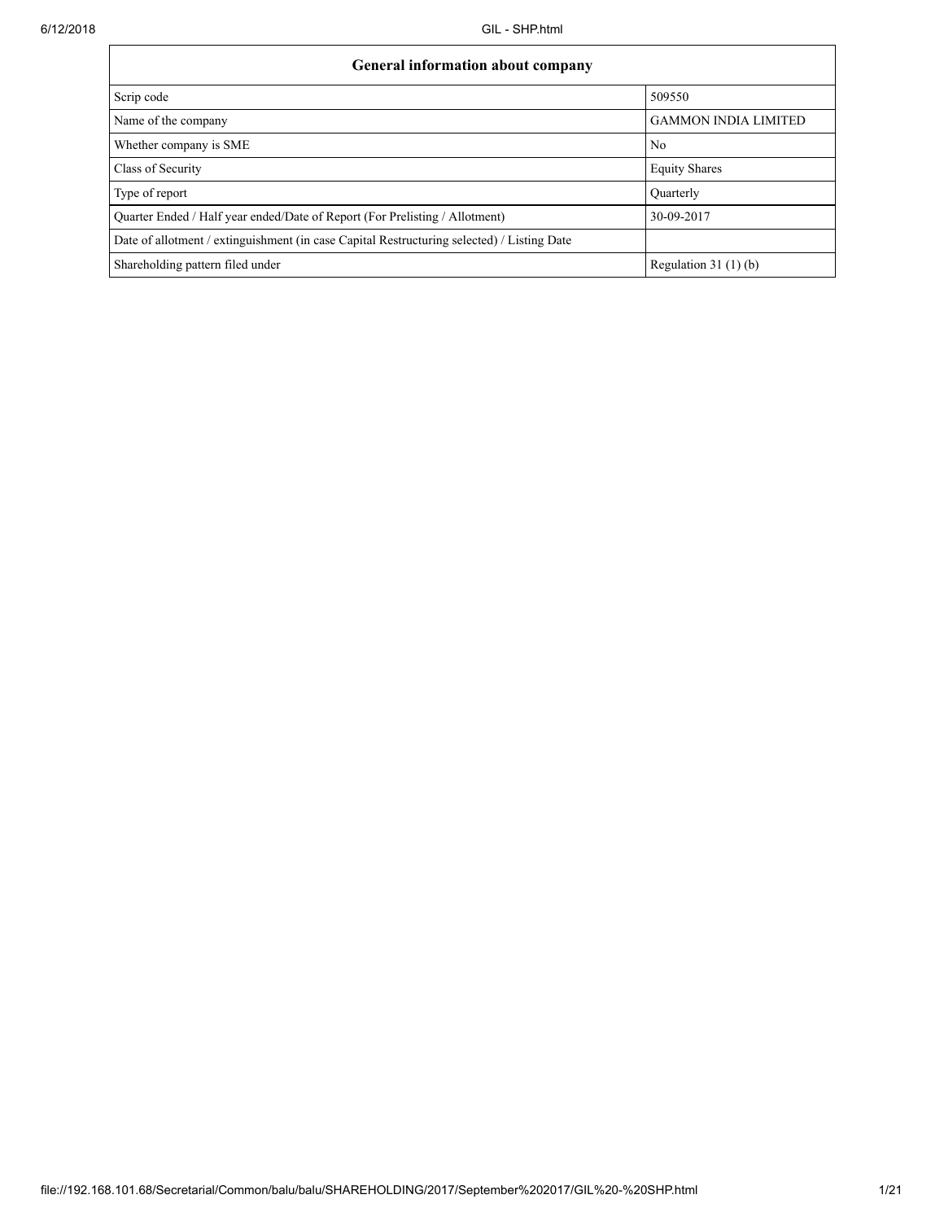| General information about company | |
| --- | --- |
| Scrip code | 509550 |
| Name of the company | GAMMON INDIA LIMITED |
| Whether company is SME | No |
| Class of Security | Equity Shares |
| Type of report | Quarterly |
| Quarter Ended / Half year ended/Date of Report (For Prelisting / Allotment) | 30-09-2017 |
| Date of allotment / extinguishment (in case Capital Restructuring selected) / Listing Date | |
| Shareholding pattern filed under | Regulation 31 (1) (b) |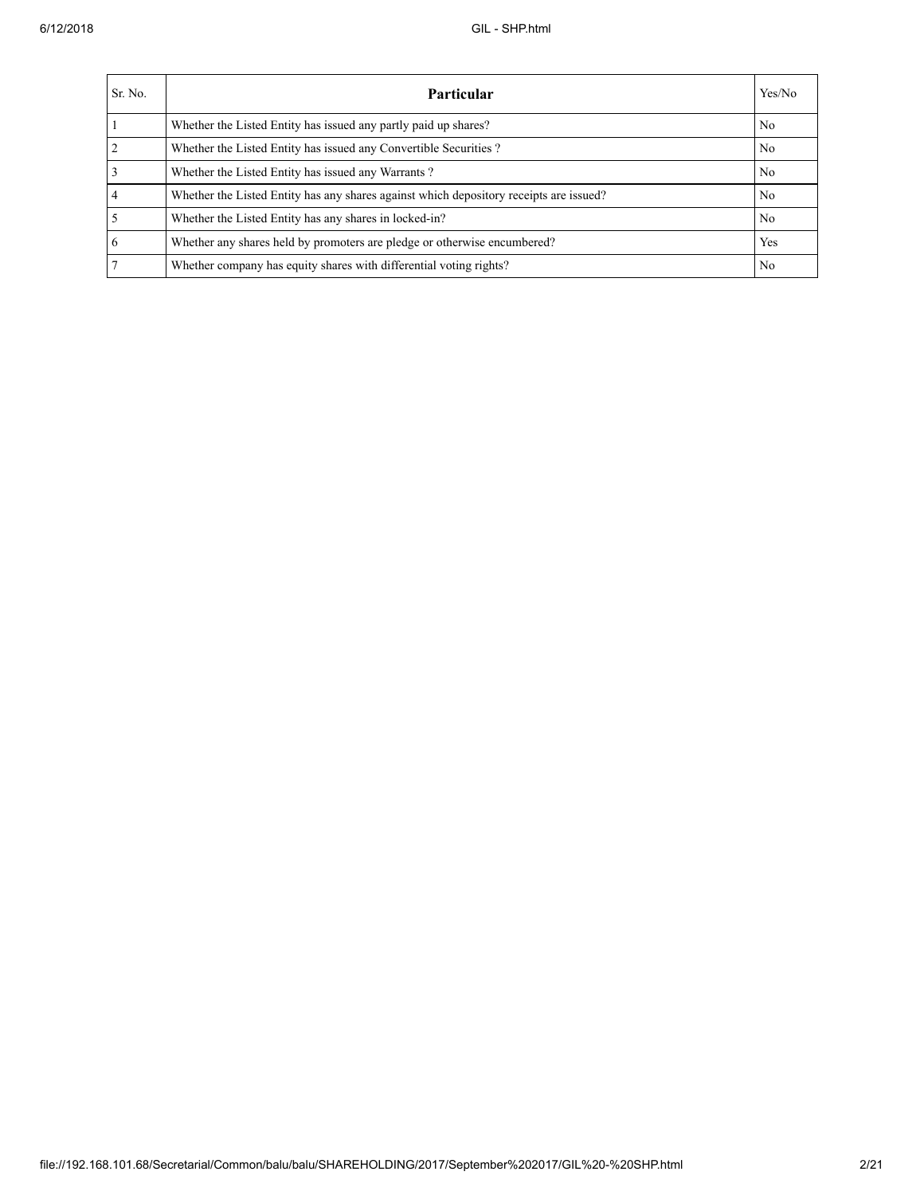| Sr. No. | Particular | Yes/No |
| --- | --- | --- |
| 1 | Whether the Listed Entity has issued any partly paid up shares? | No |
| 2 | Whether the Listed Entity has issued any Convertible Securities ? | No |
| 3 | Whether the Listed Entity has issued any Warrants ? | No |
| 4 | Whether the Listed Entity has any shares against which depository receipts are issued? | No |
| 5 | Whether the Listed Entity has any shares in locked-in? | No |
| 6 | Whether any shares held by promoters are pledge or otherwise encumbered? | Yes |
| 7 | Whether company has equity shares with differential voting rights? | No |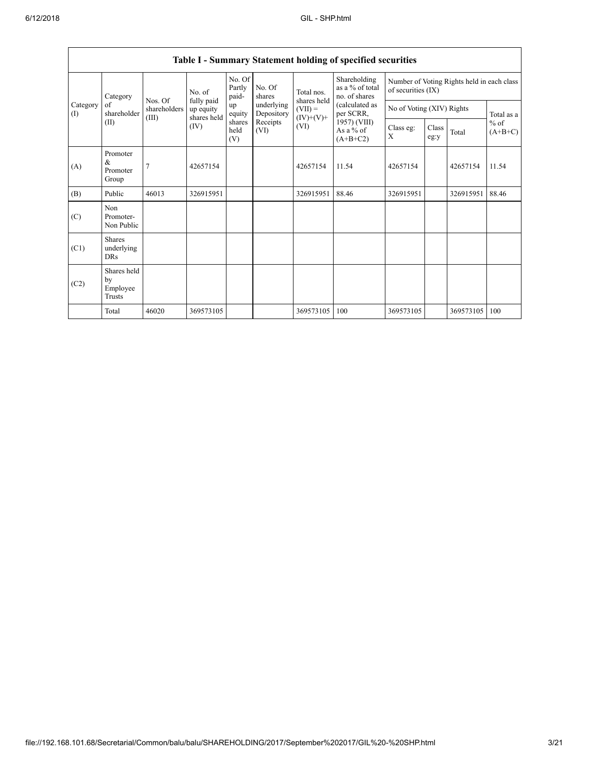| Table I - Summary Statement holding of specified securities | | | | | | | | | | | | |
|---|---|---|---|---|---|---|---|---|---|---|---|---|
| Category (I) | Category of shareholder (II) | Nos. Of shareholders (III) | No. of fully paid up equity shares held (IV) | No. Of Partly paid-up equity shares held (V) | No. Of shares underlying Depository Receipts (VI) | Total nos. shares held (VII) = (IV)+(V)+ (VI) | Shareholding as a % of total no. of shares (calculated as per SCRR, 1957) (VIII) As a % of (A+B+C2) | Number of Voting Rights held in each class of securities (IX) | | | |
| | | | | | | | | No of Voting (XIV) Rights | | | Total as a % of (A+B+C) |
| | | | | | | | | Class eg: X | Class eg:y | Total | |
| (A) | Promoter & Promoter Group | 7 | 42657154 | | | 42657154 | 11.54 | 42657154 | | 42657154 | 11.54 |
| (B) | Public | 46013 | 326915951 | | | 326915951 | 88.46 | 326915951 | | 326915951 | 88.46 |
| (C) | Non Promoter- Non Public | | | | | | | | | | |
| (C1) | Shares underlying DRs | | | | | | | | | | |
| (C2) | Shares held by Employee Trusts | | | | | | | | | | |
| | Total | 46020 | 369573105 | | | 369573105 | 100 | 369573105 | | 369573105 | 100 |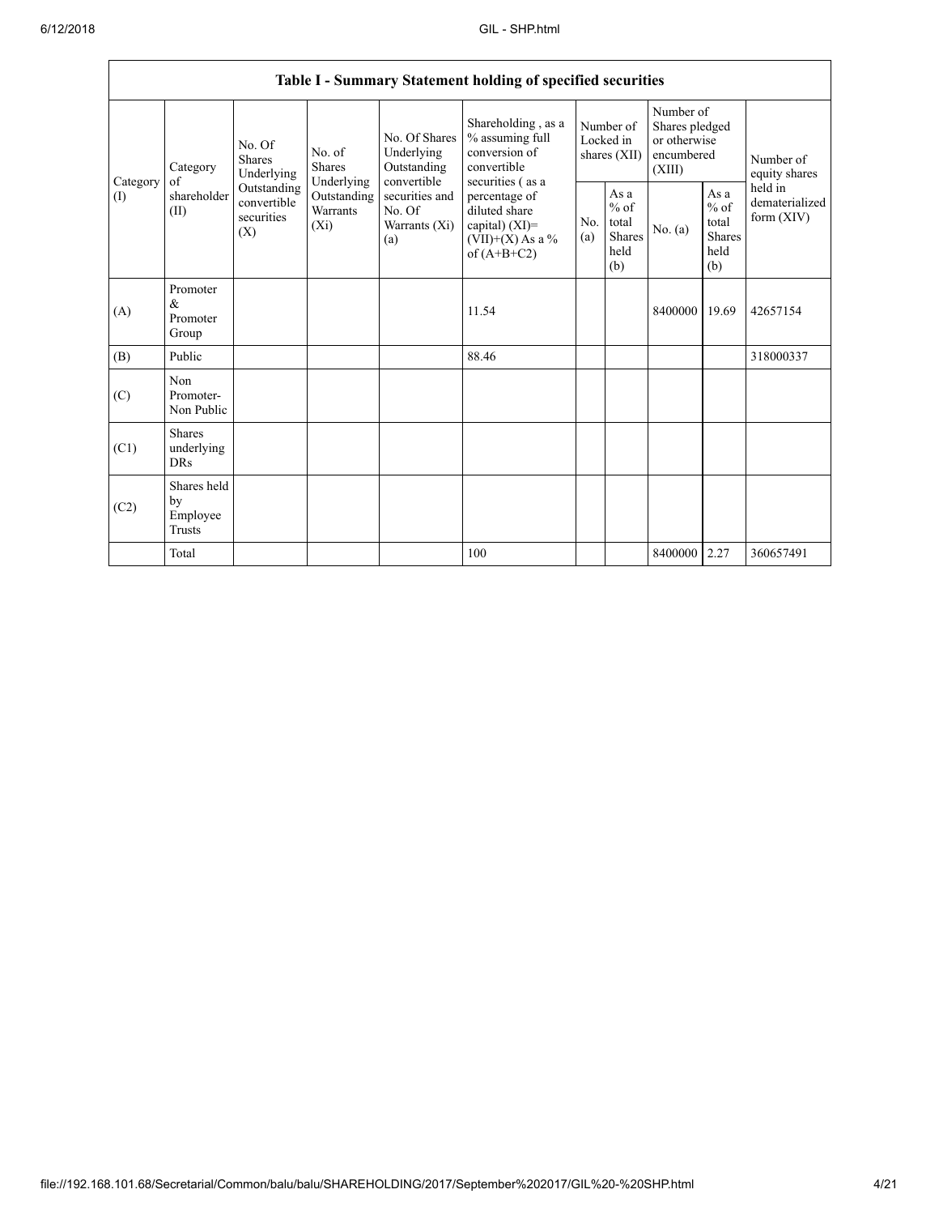| Table I - Summary Statement holding of specified securities | | | | | | | | | | | |
|---|---|---|---|---|---|---|---|---|---|---|---|
| Category (I) | Category of shareholder (II) | No. Of Shares Underlying Outstanding convertible securities (X) | No. of Shares Underlying Outstanding Warrants (Xi) | No. Of Shares Underlying Outstanding convertible securities and No. Of Warrants (Xi) (a) | Shareholding , as a % assuming full conversion of convertible securities ( as a percentage of diluted share capital) (XI)= (VII)+(X) As a % of (A+B+C2) | Number of Locked in shares (XII) | | Number of Shares pledged or otherwise encumbered (XIII) | | Number of equity shares held in dematerialized form (XIV) |
| | | | | | | No. (a) | As a % of total Shares held (b) | No. (a) | As a % of total Shares held (b) | |
| (A) | Promoter & Promoter Group | | | | 11.54 | | | 8400000 | 19.69 | 42657154 |
| (B) | Public | | | | 88.46 | | | | | 318000337 |
| (C) | Non Promoter- Non Public | | | | | | | | | |
| (C1) | Shares underlying DRs | | | | | | | | | |
| (C2) | Shares held by Employee Trusts | | | | | | | | | |
| | Total | | | | 100 | | | 8400000 | 2.27 | 360657491 |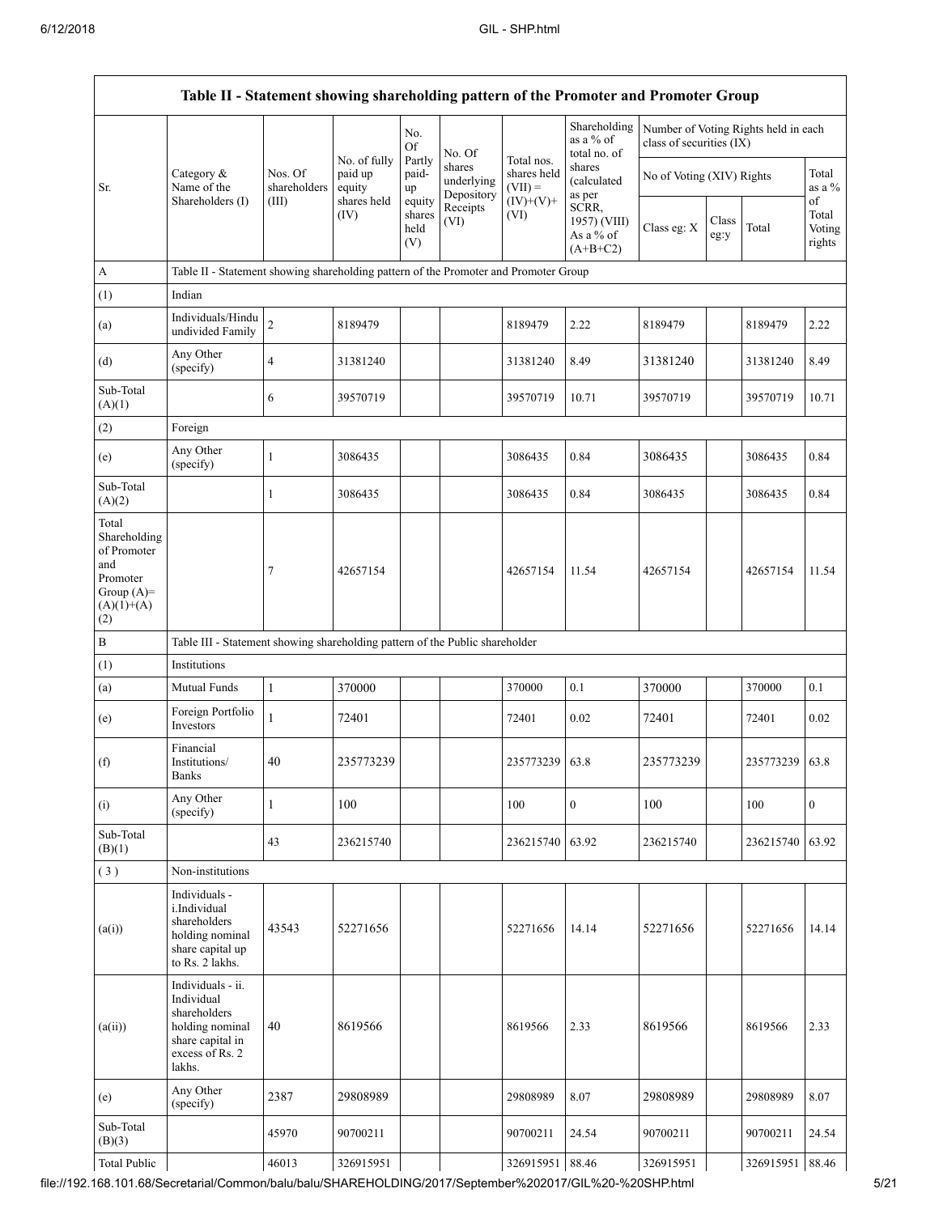| Table II - Statement showing shareholding pattern of the Promoter and Promoter Group | | | | | | | | | | | | |
|---|---|---|---|---|---|---|---|---|---|---|---|---|
| Sr. | Category & Name of the Shareholders (I) | Nos. Of shareholders (III) | No. of fully paid up equity shares held (IV) | No. Of Partly paid-up equity shares held (V) | No. Of shares underlying Depository Receipts (VI) | Total nos. shares held (VII) = (IV)+(V)+ (VI) | Shareholding as a % of total no. of shares (calculated as per SCRR, 1957) (VIII) As a % of (A+B+C2) | Number of Voting Rights held in each class of securities (IX) | | | |
| | | | | | | | | No of Voting (XIV) Rights | | | Total as a % of Total Voting rights |
| | | | | | | | | Class eg: X | Class eg:y | Total | |
| A | Table II - Statement showing shareholding pattern of the Promoter and Promoter Group | | | | | | | | | | |
| (1) | Indian | | | | | | | | | | |
| (a) | Individuals/Hindu undivided Family | 2 | 8189479 | | | 8189479 | 2.22 | 8189479 | | 8189479 | 2.22 |
| (d) | Any Other (specify) | 4 | 31381240 | | | 31381240 | 8.49 | 31381240 | | 31381240 | 8.49 |
| Sub-Total (A)(1) | | 6 | 39570719 | | | 39570719 | 10.71 | 39570719 | | 39570719 | 10.71 |
| (2) | Foreign | | | | | | | | | | |
| (e) | Any Other (specify) | 1 | 3086435 | | | 3086435 | 0.84 | 3086435 | | 3086435 | 0.84 |
| Sub-Total (A)(2) | | 1 | 3086435 | | | 3086435 | 0.84 | 3086435 | | 3086435 | 0.84 |
| Total Shareholding of Promoter and Promoter Group (A)= (A)(1)+(A)(2) | | 7 | 42657154 | | | 42657154 | 11.54 | 42657154 | | 42657154 | 11.54 |
| B | Table III - Statement showing shareholding pattern of the Public shareholder | | | | | | | | | | |
| (1) | Institutions | | | | | | | | | | |
| (a) | Mutual Funds | 1 | 370000 | | | 370000 | 0.1 | 370000 | | 370000 | 0.1 |
| (e) | Foreign Portfolio Investors | 1 | 72401 | | | 72401 | 0.02 | 72401 | | 72401 | 0.02 |
| (f) | Financial Institutions/ Banks | 40 | 235773239 | | | 235773239 | 63.8 | 235773239 | | 235773239 | 63.8 |
| (i) | Any Other (specify) | 1 | 100 | | | 100 | 0 | 100 | | 100 | 0 |
| Sub-Total (B)(1) | | 43 | 236215740 | | | 236215740 | 63.92 | 236215740 | | 236215740 | 63.92 |
| ( 3 ) | Non-institutions | | | | | | | | | | |
| (a(i)) | Individuals - i.Individual shareholders holding nominal share capital up to Rs. 2 lakhs. | 43543 | 52271656 | | | 52271656 | 14.14 | 52271656 | | 52271656 | 14.14 |
| (a(ii)) | Individuals - ii. Individual shareholders holding nominal share capital in excess of Rs. 2 lakhs. | 40 | 8619566 | | | 8619566 | 2.33 | 8619566 | | 8619566 | 2.33 |
| (e) | Any Other (specify) | 2387 | 29808989 | | | 29808989 | 8.07 | 29808989 | | 29808989 | 8.07 |
| Sub-Total (B)(3) | | 45970 | 90700211 | | | 90700211 | 24.54 | 90700211 | | 90700211 | 24.54 |
| Total Public | | 46013 | 326915951 | | | 326915951 | 88.46 | 326915951 | | 326915951 | 88.46 |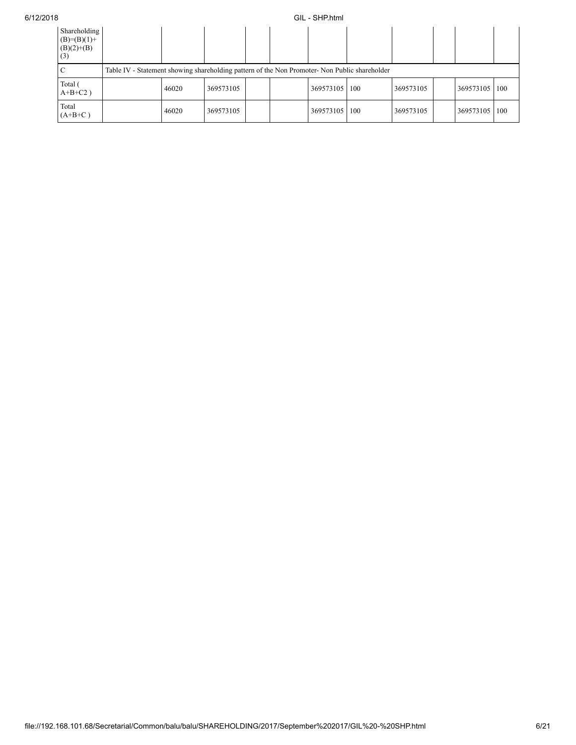| Shareholding (B)=(B)(1)+(B)(2)+(B)(3) | | | | | | | | | | | |
|---|---|---|---|---|---|---|---|---|---|---|---|
| C | Table IV - Statement showing shareholding pattern of the Non Promoter- Non Public shareholder | | | | | | | | | | |
| Total ( A+B+C2 ) | | 46020 | 369573105 | | | 369573105 | 100 | 369573105 | | 369573105 | 100 |
| Total (A+B+C ) | | 46020 | 369573105 | | | 369573105 | 100 | 369573105 | | 369573105 | 100 |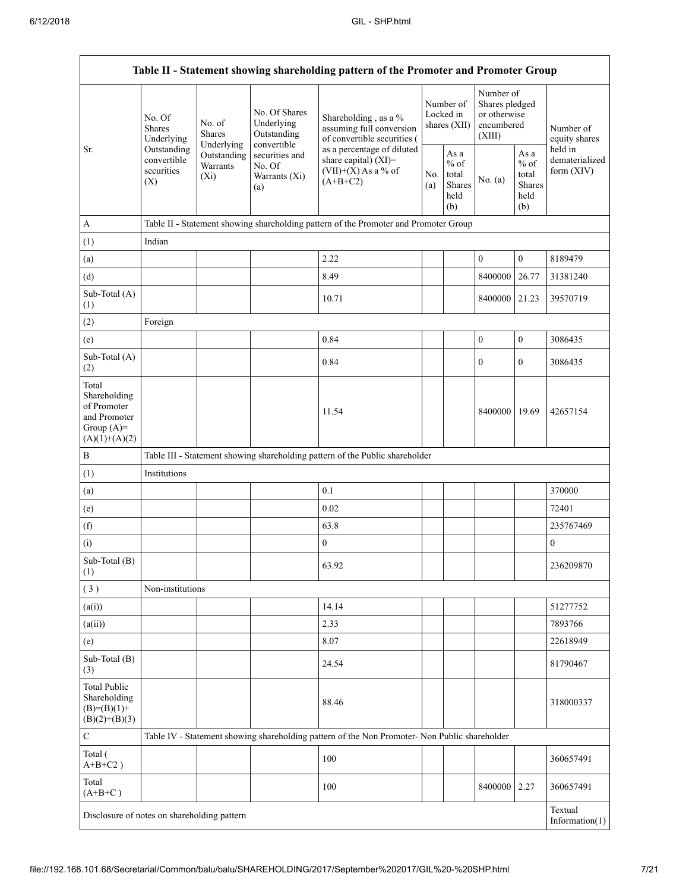| Table II - Statement showing shareholding pattern of the Promoter and Promoter Group | | | | | | | | | |
|---|---|---|---|---|---|---|---|---|---|
| Sr. | No. Of Shares Underlying Outstanding convertible securities (X) | No. of Shares Underlying Outstanding Warrants (Xi) | No. Of Shares Underlying Outstanding convertible securities and No. Of Warrants (Xi) (a) | Shareholding , as a % assuming full conversion of convertible securities ( as a percentage of diluted share capital) (XI)= (VII)+(X) As a % of (A+B+C2) | Number of Locked in shares (XII) | | Number of Shares pledged or otherwise encumbered (XIII) | | Number of equity shares held in dematerialized form (XIV) |
| | | | | | No. (a) | As a % of total Shares held (b) | No. (a) | As a % of total Shares held (b) | |
| A | Table II - Statement showing shareholding pattern of the Promoter and Promoter Group | | | | | | | | |
| (1) | Indian | | | | | | | | |
| (a) | | | | 2.22 | | | 0 | 0 | 8189479 |
| (d) | | | | 8.49 | | | 8400000 | 26.77 | 31381240 |
| Sub-Total (A) (1) | | | | 10.71 | | | 8400000 | 21.23 | 39570719 |
| (2) | Foreign | | | | | | | | |
| (e) | | | | 0.84 | | | 0 | 0 | 3086435 |
| Sub-Total (A) (2) | | | | 0.84 | | | 0 | 0 | 3086435 |
| Total Shareholding of Promoter and Promoter Group (A)= (A)(1)+(A)(2) | | | | 11.54 | | | 8400000 | 19.69 | 42657154 |
| B | Table III - Statement showing shareholding pattern of the Public shareholder | | | | | | | | |
| (1) | Institutions | | | | | | | | |
| (a) | | | | 0.1 | | | | | 370000 |
| (e) | | | | 0.02 | | | | | 72401 |
| (f) | | | | 63.8 | | | | | 235767469 |
| (i) | | | | 0 | | | | | 0 |
| Sub-Total (B) (1) | | | | 63.92 | | | | | 236209870 |
| ( 3 ) | Non-institutions | | | | | | | | |
| (a(i)) | | | | 14.14 | | | | | 51277752 |
| (a(ii)) | | | | 2.33 | | | | | 7893766 |
| (e) | | | | 8.07 | | | | | 22618949 |
| Sub-Total (B) (3) | | | | 24.54 | | | | | 81790467 |
| Total Public Shareholding (B)=(B)(1)+(B)(2)+(B)(3) | | | | 88.46 | | | | | 318000337 |
| C | Table IV - Statement showing shareholding pattern of the Non Promoter- Non Public shareholder | | | | | | | | |
| Total ( A+B+C2 ) | | | | 100 | | | | | 360657491 |
| Total (A+B+C ) | | | | 100 | | | 8400000 | 2.27 | 360657491 |
| Disclosure of notes on shareholding pattern | | | | | | | | | Textual Information(1) |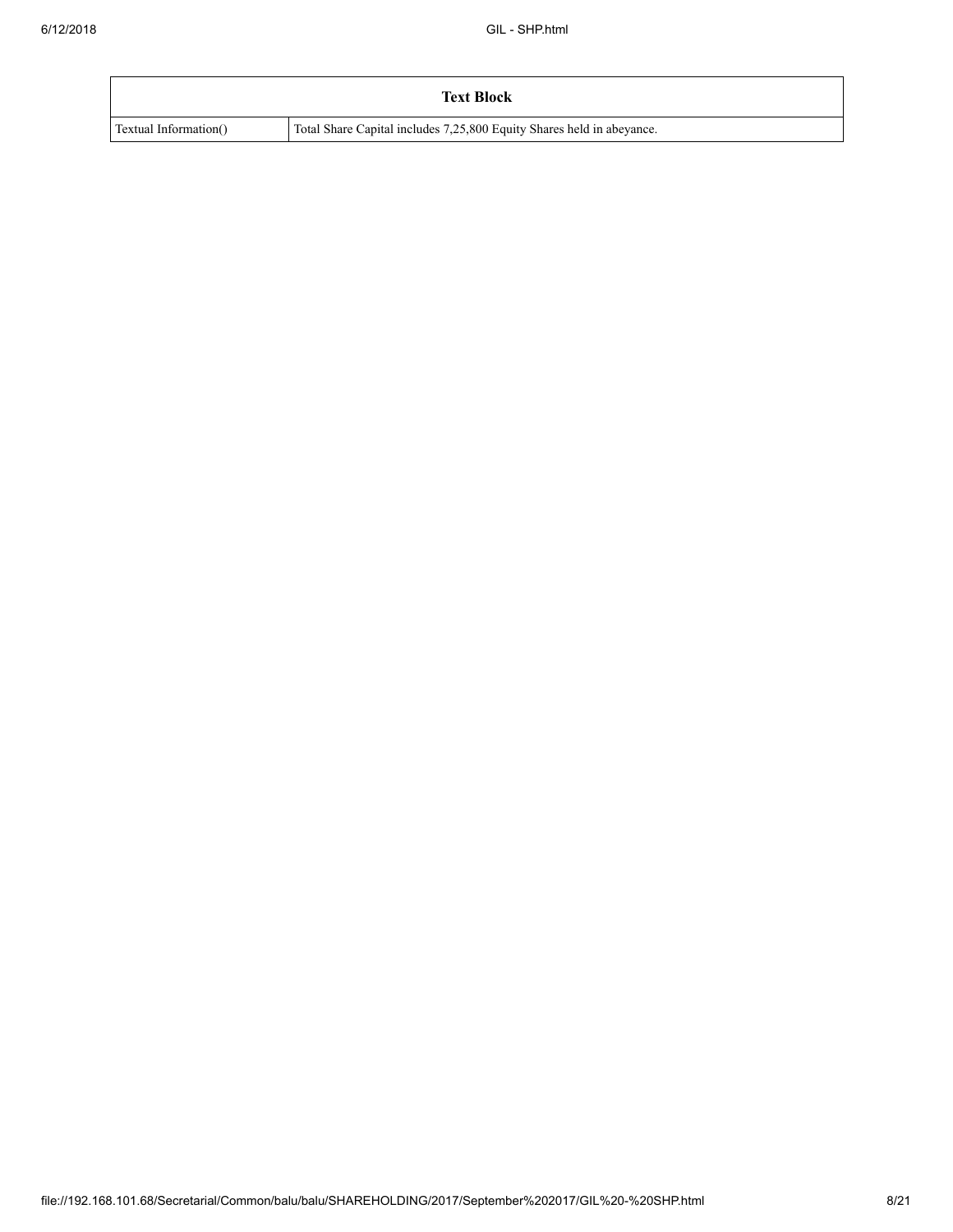| Text Block | |
|---|---|
| Textual Information() | Total Share Capital includes 7,25,800 Equity Shares held in abeyance. |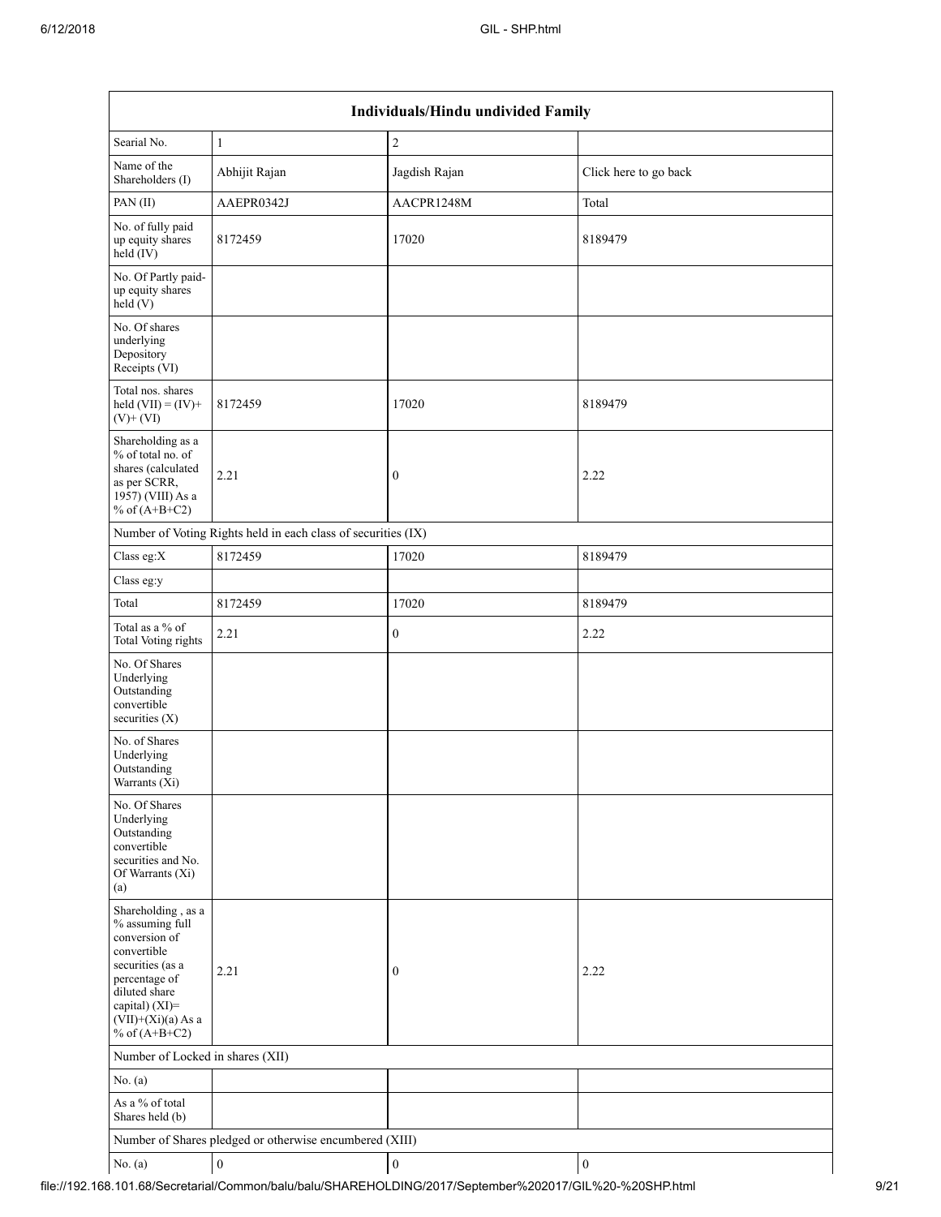| Individuals/Hindu undivided Family | | | |
|---|---|---|---|
| Searial No. | 1 | 2 | |
| Name of the Shareholders (I) | Abhijit Rajan | Jagdish Rajan | Click here to go back |
| PAN (II) | AAEPR0342J | AACPR1248M | Total |
| No. of fully paid up equity shares held (IV) | 8172459 | 17020 | 8189479 |
| No. Of Partly paid-up equity shares held (V) | | | |
| No. Of shares underlying Depository Receipts (VI) | | | |
| Total nos. shares held (VII) = (IV)+ (V)+ (VI) | 8172459 | 17020 | 8189479 |
| Shareholding as a % of total no. of shares (calculated as per SCRR, 1957) (VIII) As a % of (A+B+C2) | 2.21 | 0 | 2.22 |
| Number of Voting Rights held in each class of securities (IX) | | | |
| Class eg:X | 8172459 | 17020 | 8189479 |
| Class eg:y | | | |
| Total | 8172459 | 17020 | 8189479 |
| Total as a % of Total Voting rights | 2.21 | 0 | 2.22 |
| No. Of Shares Underlying Outstanding convertible securities (X) | | | |
| No. of Shares Underlying Outstanding Warrants (Xi) | | | |
| No. Of Shares Underlying Outstanding convertible securities and No. Of Warrants (Xi) (a) | | | |
| Shareholding , as a % assuming full conversion of convertible securities (as a percentage of diluted share capital) (XI)= (VII)+(Xi)(a) As a % of (A+B+C2) | 2.21 | 0 | 2.22 |
| Number of Locked in shares (XII) | | | |
| No. (a) | | | |
| As a % of total Shares held (b) | | | |
| Number of Shares pledged or otherwise encumbered (XIII) | | | |
| No. (a) | 0 | 0 | 0 |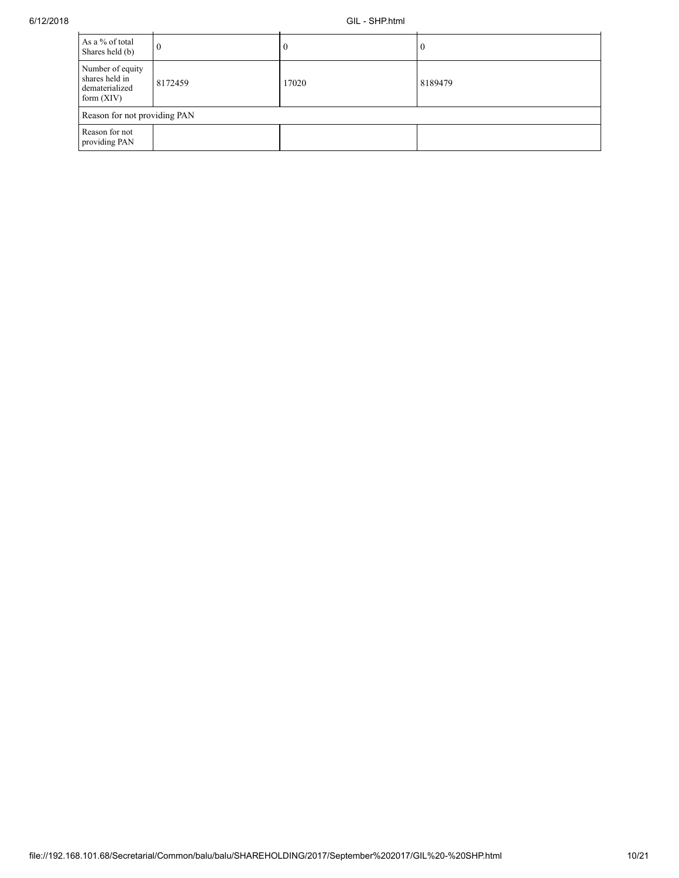| | | | |
|---|---|---|---|
| As a % of total Shares held (b) | 0 | 0 | 0 |
| Number of equity shares held in dematerialized form (XIV) | 8172459 | 17020 | 8189479 |
| Reason for not providing PAN | | | |
| Reason for not providing PAN | | | |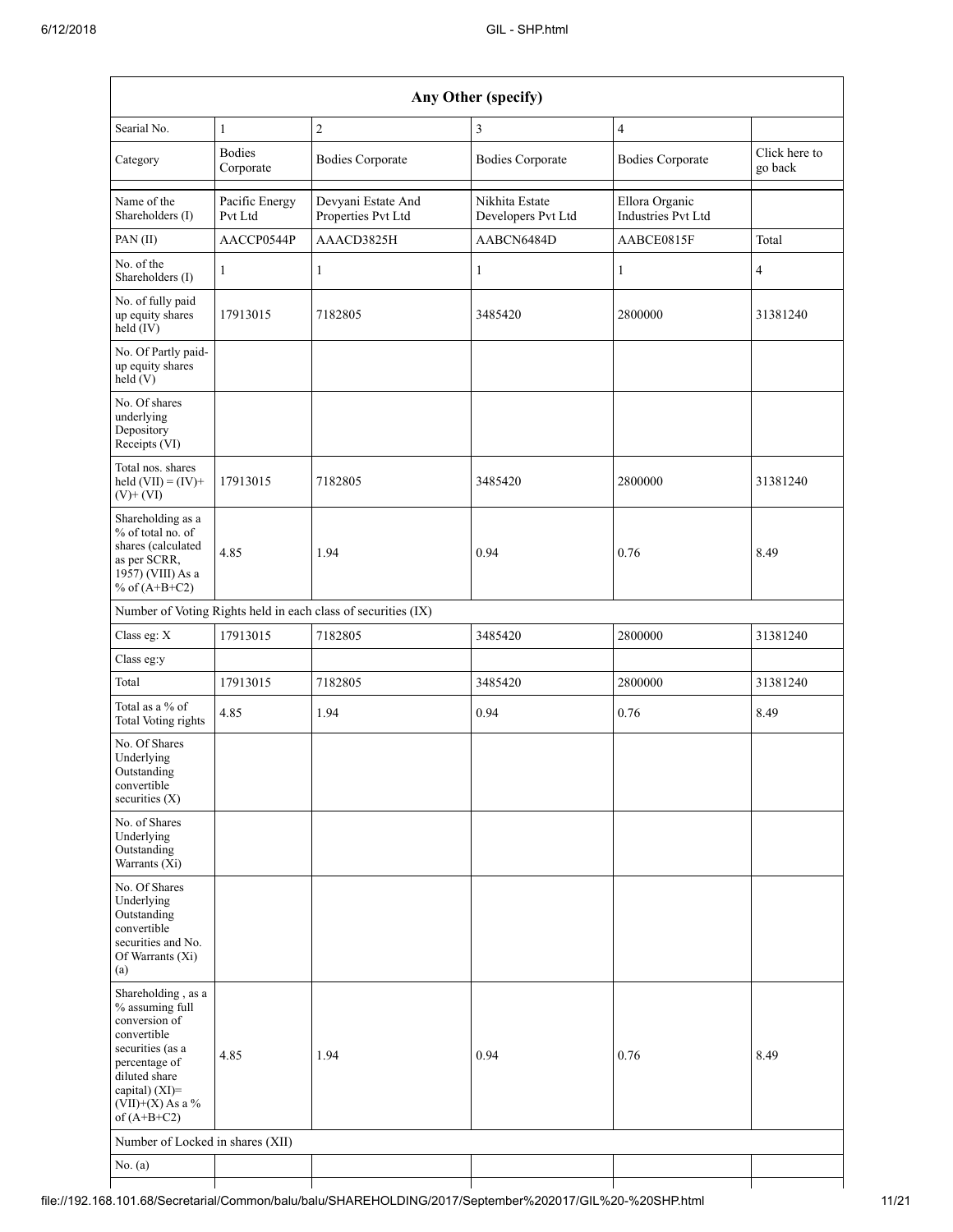| Any Other (specify) | | | | | |
|---|---|---|---|---|---|
| Searial No. | 1 | 2 | 3 | 4 | |
| Category | Bodies Corporate | Bodies Corporate | Bodies Corporate | Bodies Corporate | Click here to go back |
| Name of the Shareholders (I) | Pacific Energy Pvt Ltd | Devyani Estate And Properties Pvt Ltd | Nikhita Estate Developers Pvt Ltd | Ellora Organic Industries Pvt Ltd | |
| PAN (II) | AACCP0544P | AAACD3825H | AABCN6484D | AABCE0815F | Total |
| No. of the Shareholders (I) | 1 | 1 | 1 | 1 | 4 |
| No. of fully paid up equity shares held (IV) | 17913015 | 7182805 | 3485420 | 2800000 | 31381240 |
| No. Of Partly paid-up equity shares held (V) | | | | | |
| No. Of shares underlying Depository Receipts (VI) | | | | | |
| Total nos. shares held (VII) = (IV)+ (V)+ (VI) | 17913015 | 7182805 | 3485420 | 2800000 | 31381240 |
| Shareholding as a % of total no. of shares (calculated as per SCRR, 1957) (VIII) As a % of (A+B+C2) | 4.85 | 1.94 | 0.94 | 0.76 | 8.49 |
| Number of Voting Rights held in each class of securities (IX) | | | | | |
| Class eg: X | 17913015 | 7182805 | 3485420 | 2800000 | 31381240 |
| Class eg:y | | | | | |
| Total | 17913015 | 7182805 | 3485420 | 2800000 | 31381240 |
| Total as a % of Total Voting rights | 4.85 | 1.94 | 0.94 | 0.76 | 8.49 |
| No. Of Shares Underlying Outstanding convertible securities (X) | | | | | |
| No. of Shares Underlying Outstanding Warrants (Xi) | | | | | |
| No. Of Shares Underlying Outstanding convertible securities and No. Of Warrants (Xi) (a) | | | | | |
| Shareholding , as a % assuming full conversion of convertible securities (as a percentage of diluted share capital) (XI)= (VII)+(X) As a % of (A+B+C2) | 4.85 | 1.94 | 0.94 | 0.76 | 8.49 |
| Number of Locked in shares (XII) | | | | | |
| No. (a) | | | | | |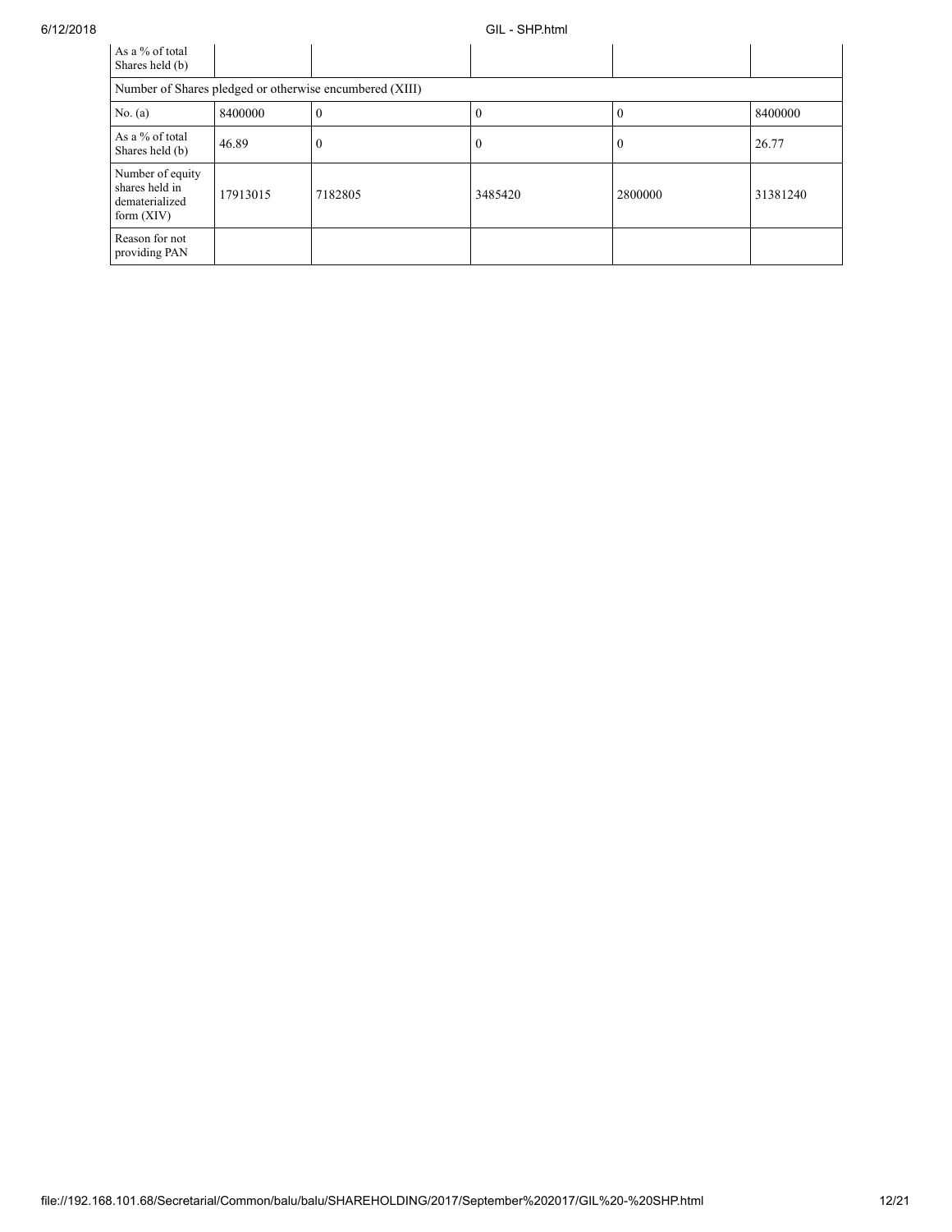| As a % of total Shares held (b) | | | | | |
|---|---|---|---|---|---|
| Number of Shares pledged or otherwise encumbered (XIII) | | | | | |
| No. (a) | 8400000 | 0 | 0 | 0 | 8400000 |
| As a % of total Shares held (b) | 46.89 | 0 | 0 | 0 | 26.77 |
| Number of equity shares held in dematerialized form (XIV) | 17913015 | 7182805 | 3485420 | 2800000 | 31381240 |
| Reason for not providing PAN | | | | | |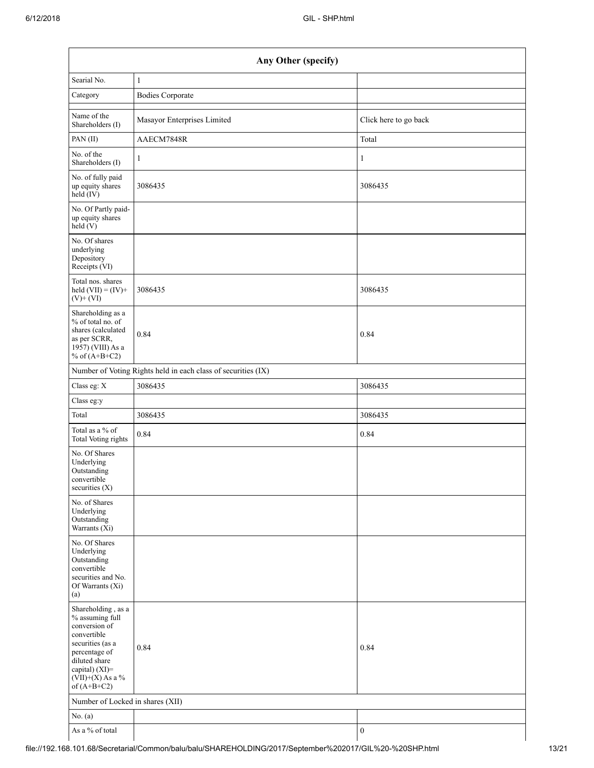| Any Other (specify) | | |
|---|---|---|
| Searial No. | 1 | |
| Category | Bodies Corporate | |
| Name of the Shareholders (I) | Masayor Enterprises Limited | Click here to go back |
| PAN (II) | AAECM7848R | Total |
| No. of the Shareholders (I) | 1 | 1 |
| No. of fully paid up equity shares held (IV) | 3086435 | 3086435 |
| No. Of Partly paid-up equity shares held (V) | | |
| No. Of shares underlying Depository Receipts (VI) | | |
| Total nos. shares held (VII) = (IV)+ (V)+ (VI) | 3086435 | 3086435 |
| Shareholding as a % of total no. of shares (calculated as per SCRR, 1957) (VIII) As a % of (A+B+C2) | 0.84 | 0.84 |
| Number of Voting Rights held in each class of securities (IX) | | |
| Class eg: X | 3086435 | 3086435 |
| Class eg:y | | |
| Total | 3086435 | 3086435 |
| Total as a % of Total Voting rights | 0.84 | 0.84 |
| No. Of Shares Underlying Outstanding convertible securities (X) | | |
| No. of Shares Underlying Outstanding Warrants (Xi) | | |
| No. Of Shares Underlying Outstanding convertible securities and No. Of Warrants (Xi) (a) | | |
| Shareholding , as a % assuming full conversion of convertible securities (as a percentage of diluted share capital) (XI)= (VII)+(X) As a % of (A+B+C2) | 0.84 | 0.84 |
| Number of Locked in shares (XII) | | |
| No. (a) | | |
| As a % of total | | 0 |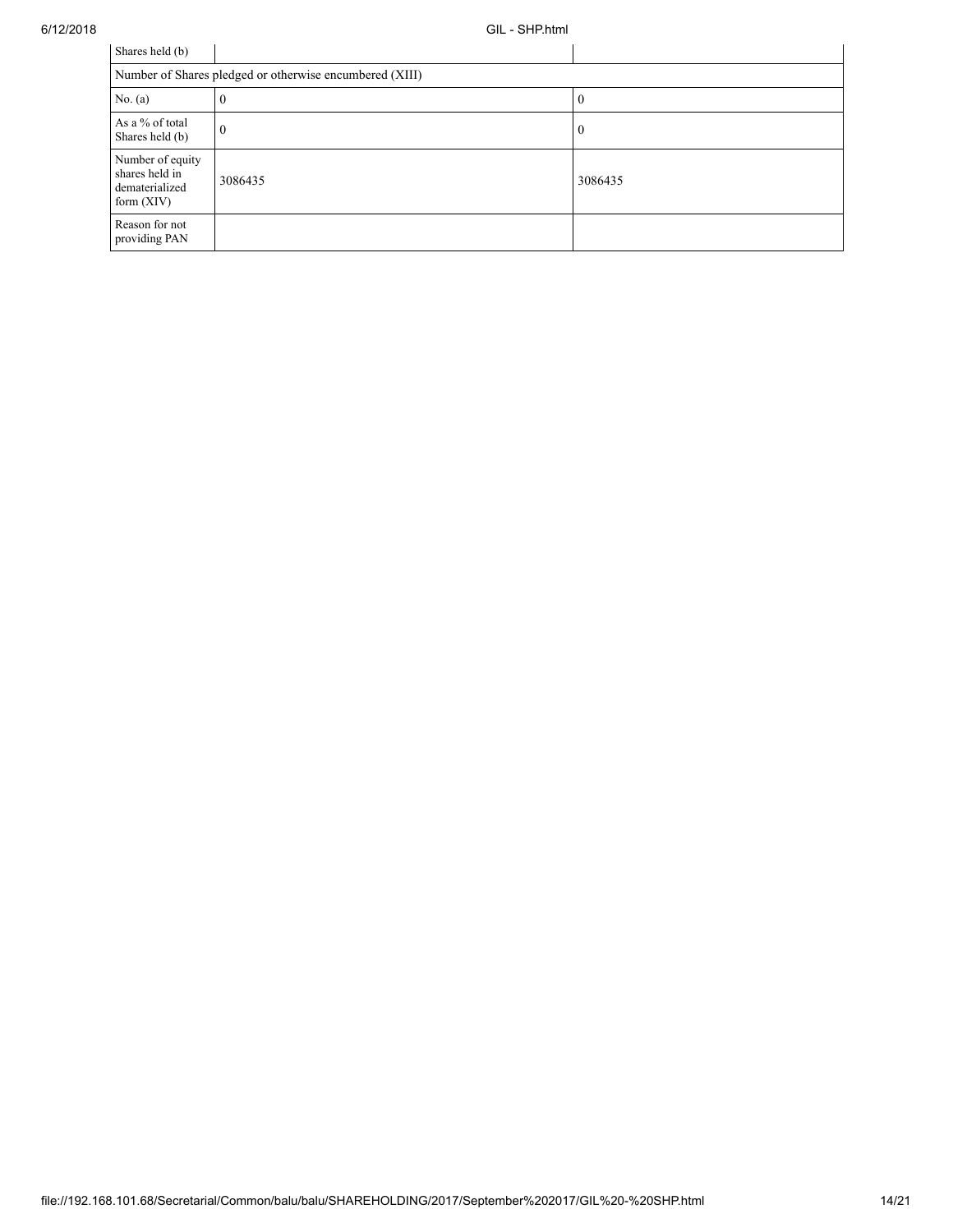| Shares held (b) | | |
| --- | --- | --- |
| Number of Shares pledged or otherwise encumbered (XIII) | | |
| No. (a) | 0 | 0 |
| As a % of total Shares held (b) | 0 | 0 |
| Number of equity shares held in dematerialized form (XIV) | 3086435 | 3086435 |
| Reason for not providing PAN | | |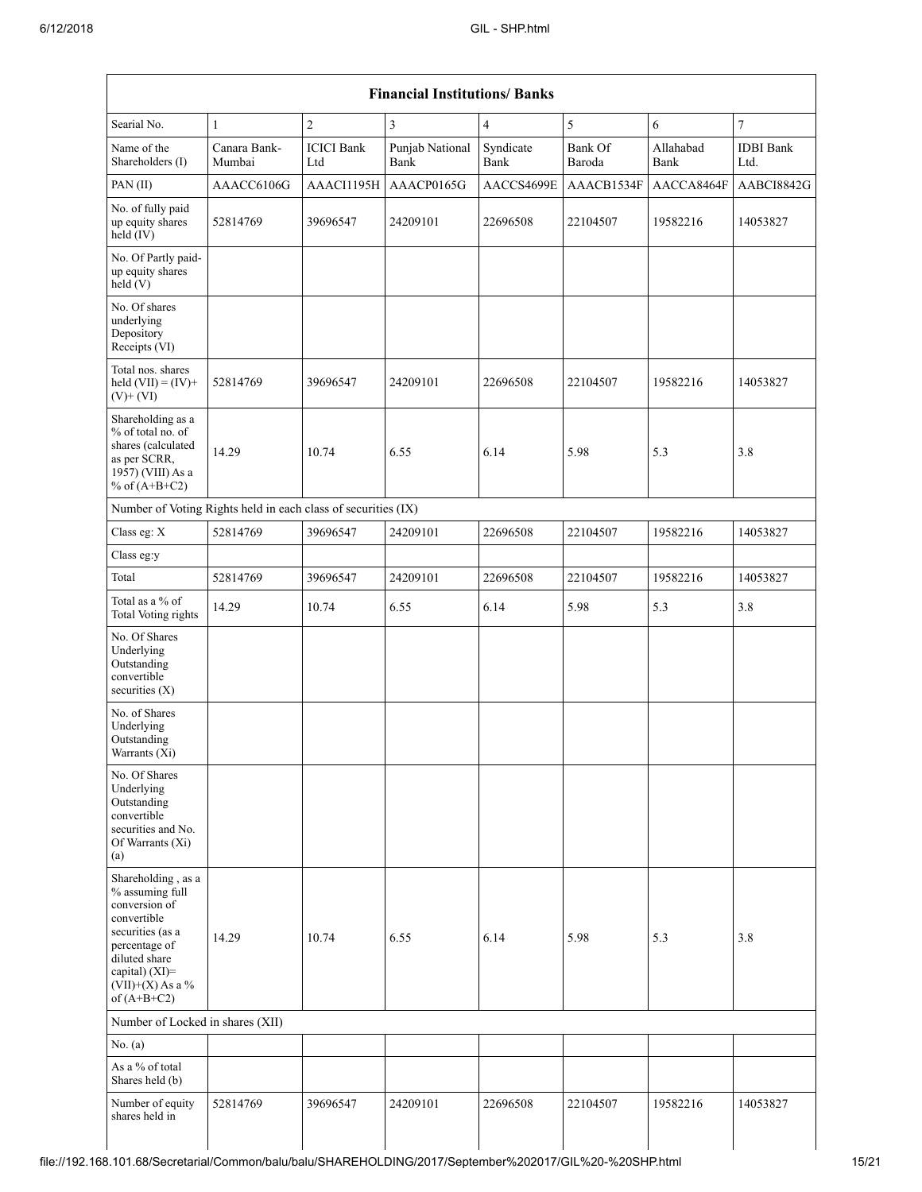| Financial Institutions/ Banks | | | | | | | |
|---|---|---|---|---|---|---|---|
| Searial No. | 1 | 2 | 3 | 4 | 5 | 6 | 7 |
| Name of the Shareholders (I) | Canara Bank-Mumbai | ICICI Bank Ltd | Punjab National Bank | Syndicate Bank | Bank Of Baroda | Allahabad Bank | IDBI Bank Ltd. |
| PAN (II) | AAACC6106G | AAACI1195H | AAACP0165G | AACCS4699E | AAACB1534F | AACCA8464F | AABCI8842G |
| No. of fully paid up equity shares held (IV) | 52814769 | 39696547 | 24209101 | 22696508 | 22104507 | 19582216 | 14053827 |
| No. Of Partly paid-up equity shares held (V) | | | | | | | |
| No. Of shares underlying Depository Receipts (VI) | | | | | | | |
| Total nos. shares held (VII) = (IV)+ (V)+ (VI) | 52814769 | 39696547 | 24209101 | 22696508 | 22104507 | 19582216 | 14053827 |
| Shareholding as a % of total no. of shares (calculated as per SCRR, 1957) (VIII) As a % of (A+B+C2) | 14.29 | 10.74 | 6.55 | 6.14 | 5.98 | 5.3 | 3.8 |
| Number of Voting Rights held in each class of securities (IX) | | | | | | | |
| Class eg: X | 52814769 | 39696547 | 24209101 | 22696508 | 22104507 | 19582216 | 14053827 |
| Class eg:y | | | | | | | |
| Total | 52814769 | 39696547 | 24209101 | 22696508 | 22104507 | 19582216 | 14053827 |
| Total as a % of Total Voting rights | 14.29 | 10.74 | 6.55 | 6.14 | 5.98 | 5.3 | 3.8 |
| No. Of Shares Underlying Outstanding convertible securities (X) | | | | | | | |
| No. of Shares Underlying Outstanding Warrants (Xi) | | | | | | | |
| No. Of Shares Underlying Outstanding convertible securities and No. Of Warrants (Xi) (a) | | | | | | | |
| Shareholding , as a % assuming full conversion of convertible securities (as a percentage of diluted share capital) (XI)= (VII)+(X) As a % of (A+B+C2) | 14.29 | 10.74 | 6.55 | 6.14 | 5.98 | 5.3 | 3.8 |
| Number of Locked in shares (XII) | | | | | | | |
| No. (a) | | | | | | | |
| As a % of total Shares held (b) | | | | | | | |
| Number of equity shares held in | 52814769 | 39696547 | 24209101 | 22696508 | 22104507 | 19582216 | 14053827 |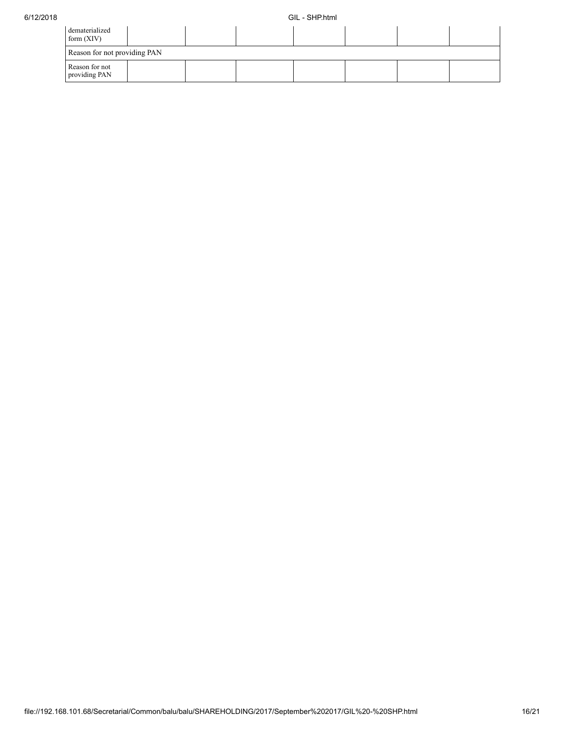| dematerialized form (XIV) | | | | | | | |
|---|---|---|---|---|---|---|---|
| Reason for not providing PAN | | | | | | | |
| Reason for not providing PAN | | | | | | | |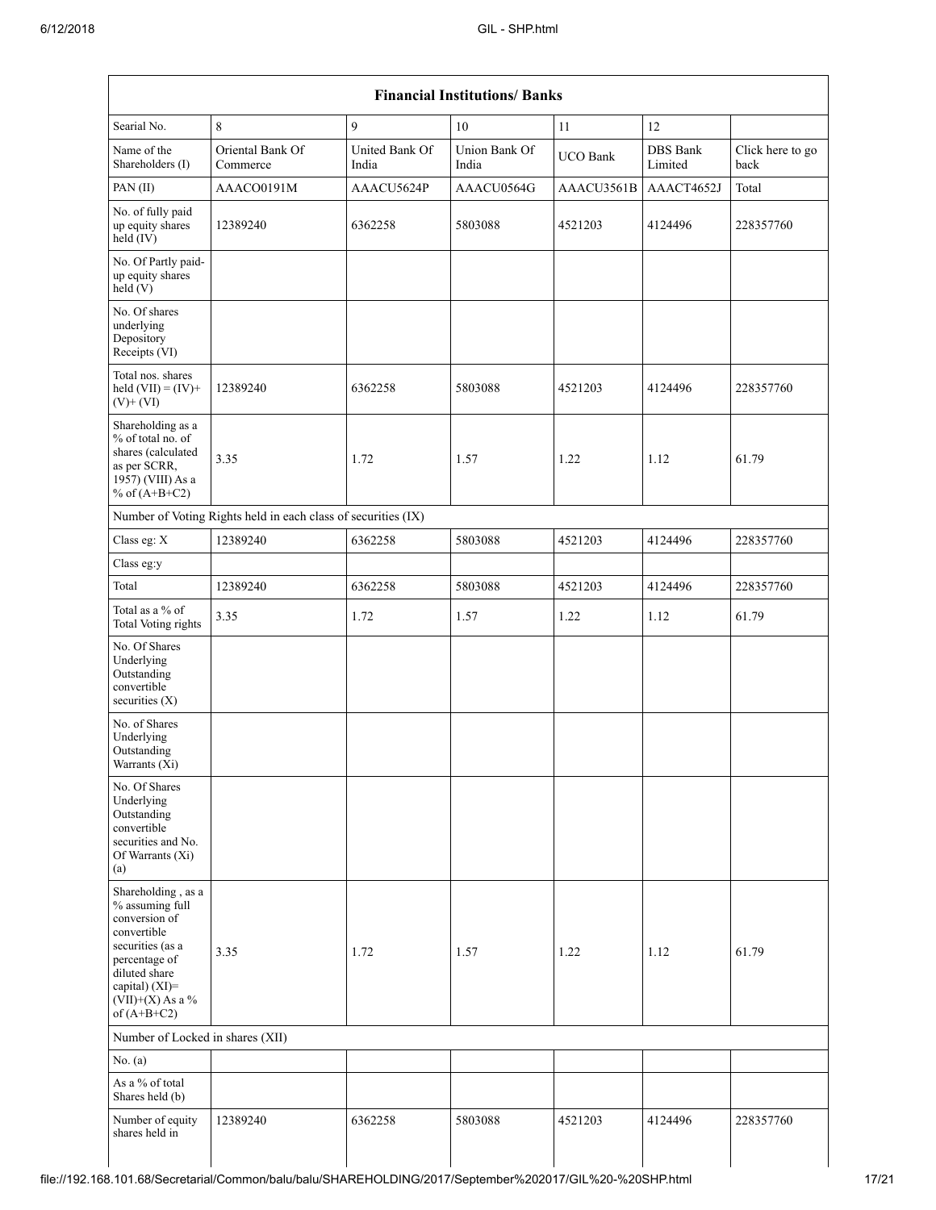| Financial Institutions/ Banks | | | | | | |
|---|---|---|---|---|---|---|
| Searial No. | 8 | 9 | 10 | 11 | 12 | |
| Name of the Shareholders (I) | Oriental Bank Of Commerce | United Bank Of India | Union Bank Of India | UCO Bank | DBS Bank Limited | Click here to go back |
| PAN (II) | AAACO0191M | AAACU5624P | AAACU0564G | AAACU3561B | AAACT4652J | Total |
| No. of fully paid up equity shares held (IV) | 12389240 | 6362258 | 5803088 | 4521203 | 4124496 | 228357760 |
| No. Of Partly paid-up equity shares held (V) | | | | | | |
| No. Of shares underlying Depository Receipts (VI) | | | | | | |
| Total nos. shares held (VII) = (IV)+(V)+ (VI) | 12389240 | 6362258 | 5803088 | 4521203 | 4124496 | 228357760 |
| Shareholding as a % of total no. of shares (calculated as per SCRR, 1957) (VIII) As a % of (A+B+C2) | 3.35 | 1.72 | 1.57 | 1.22 | 1.12 | 61.79 |
| Number of Voting Rights held in each class of securities (IX) | | | | | | |
| Class eg: X | 12389240 | 6362258 | 5803088 | 4521203 | 4124496 | 228357760 |
| Class eg:y | | | | | | |
| Total | 12389240 | 6362258 | 5803088 | 4521203 | 4124496 | 228357760 |
| Total as a % of Total Voting rights | 3.35 | 1.72 | 1.57 | 1.22 | 1.12 | 61.79 |
| No. Of Shares Underlying Outstanding convertible securities (X) | | | | | | |
| No. of Shares Underlying Outstanding Warrants (Xi) | | | | | | |
| No. Of Shares Underlying Outstanding convertible securities and No. Of Warrants (Xi) (a) | | | | | | |
| Shareholding , as a % assuming full conversion of convertible securities (as a percentage of diluted share capital) (XI)= (VII)+(X) As a % of (A+B+C2) | 3.35 | 1.72 | 1.57 | 1.22 | 1.12 | 61.79 |
| Number of Locked in shares (XII) | | | | | | |
| No. (a) | | | | | | |
| As a % of total Shares held (b) | | | | | | |
| Number of equity shares held in | 12389240 | 6362258 | 5803088 | 4521203 | 4124496 | 228357760 |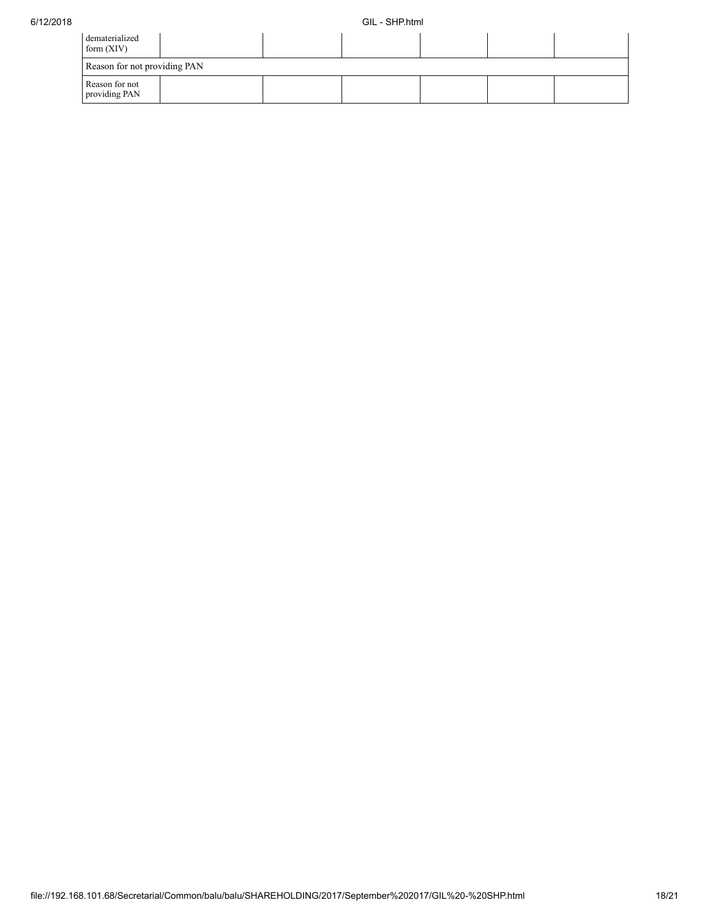| dematerialized form (XIV) | | | | | | |
|---|---|---|---|---|---|---|
| Reason for not providing PAN | | | | | | |
| Reason for not providing PAN | | | | | | |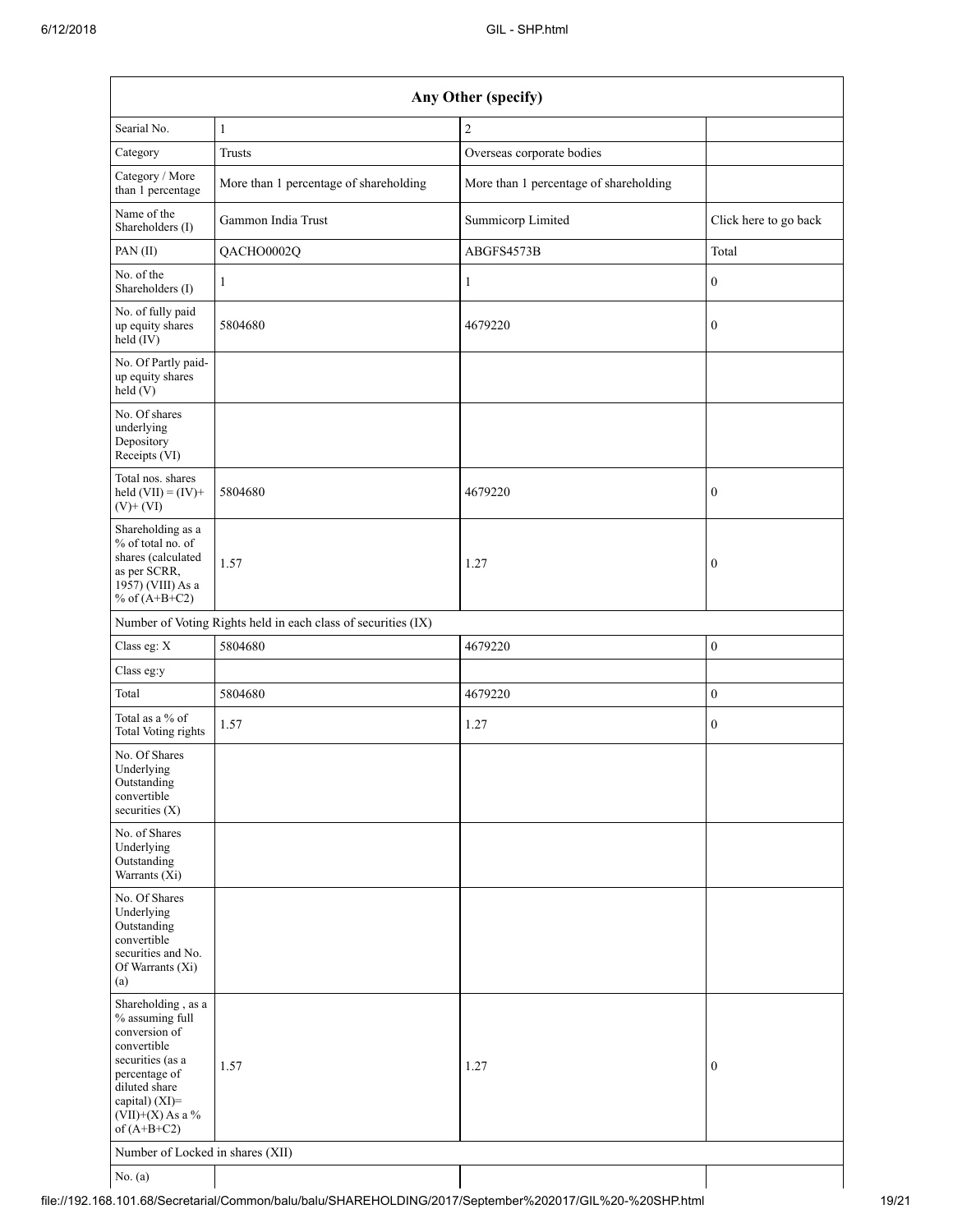| Any Other (specify) | | | |
|---|---|---|---|
| Searial No. | 1 | 2 | |
| Category | Trusts | Overseas corporate bodies | |
| Category / More than 1 percentage | More than 1 percentage of shareholding | More than 1 percentage of shareholding | |
| Name of the Shareholders (I) | Gammon India Trust | Summicorp Limited | Click here to go back |
| PAN (II) | QACHO0002Q | ABGFS4573B | Total |
| No. of the Shareholders (I) | 1 | 1 | 0 |
| No. of fully paid up equity shares held (IV) | 5804680 | 4679220 | 0 |
| No. Of Partly paid-up equity shares held (V) | | | |
| No. Of shares underlying Depository Receipts (VI) | | | |
| Total nos. shares held (VII) = (IV)+ (V)+ (VI) | 5804680 | 4679220 | 0 |
| Shareholding as a % of total no. of shares (calculated as per SCRR, 1957) (VIII) As a % of (A+B+C2) | 1.57 | 1.27 | 0 |
| Number of Voting Rights held in each class of securities (IX) | | | |
| Class eg: X | 5804680 | 4679220 | 0 |
| Class eg:y | | | |
| Total | 5804680 | 4679220 | 0 |
| Total as a % of Total Voting rights | 1.57 | 1.27 | 0 |
| No. Of Shares Underlying Outstanding convertible securities (X) | | | |
| No. of Shares Underlying Outstanding Warrants (Xi) | | | |
| No. Of Shares Underlying Outstanding convertible securities and No. Of Warrants (Xi) (a) | | | |
| Shareholding , as a % assuming full conversion of convertible securities (as a percentage of diluted share capital) (XI)= (VII)+(X) As a % of (A+B+C2) | 1.57 | 1.27 | 0 |
| Number of Locked in shares (XII) | | | |
| No. (a) | | | |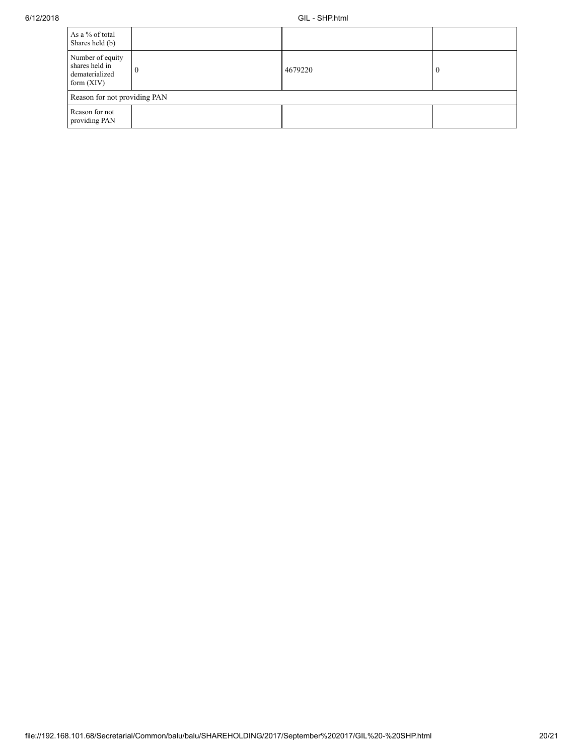| As a % of total Shares held (b) | | | |
|---|---|---|---|
| Number of equity shares held in dematerialized form (XIV) | 0 | 4679220 | 0 |
| Reason for not providing PAN | | | |
| Reason for not providing PAN | | | |